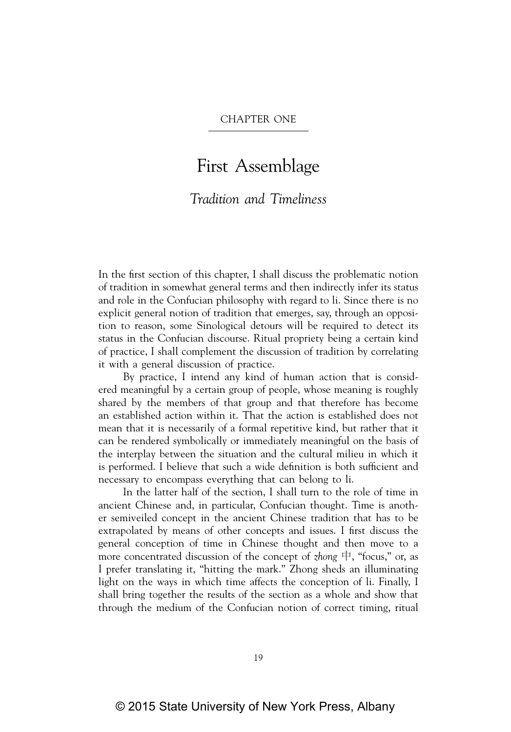CHAPTER ONE

# First Assemblage

## *Tradition and Timeliness*

In the first section of this chapter, I shall discuss the problematic notion of tradition in somewhat general terms and then indirectly infer its status and role in the Confucian philosophy with regard to li. Since there is no explicit general notion of tradition that emerges, say, through an opposition to reason, some Sinological detours will be required to detect its status in the Confucian discourse. Ritual propriety being a certain kind of practice, I shall complement the discussion of tradition by correlating it with a general discussion of practice.

By practice, I intend any kind of human action that is considered meaningful by a certain group of people, whose meaning is roughly shared by the members of that group and that therefore has become an established action within it. That the action is established does not mean that it is necessarily of a formal repetitive kind, but rather that it can be rendered symbolically or immediately meaningful on the basis of the interplay between the situation and the cultural milieu in which it is performed. I believe that such a wide definition is both sufficient and necessary to encompass everything that can belong to li.

In the latter half of the section, I shall turn to the role of time in ancient Chinese and, in particular, Confucian thought. Time is another semiveiled concept in the ancient Chinese tradition that has to be extrapolated by means of other concepts and issues. I first discuss the general conception of time in Chinese thought and then move to a more concentrated discussion of the concept of *zhong* 中, "focus," or, as I prefer translating it, "hitting the mark." Zhong sheds an illuminating light on the ways in which time affects the conception of li. Finally, I shall bring together the results of the section as a whole and show that through the medium of the Confucian notion of correct timing, ritual

© 2015 State University of New York Press, Albany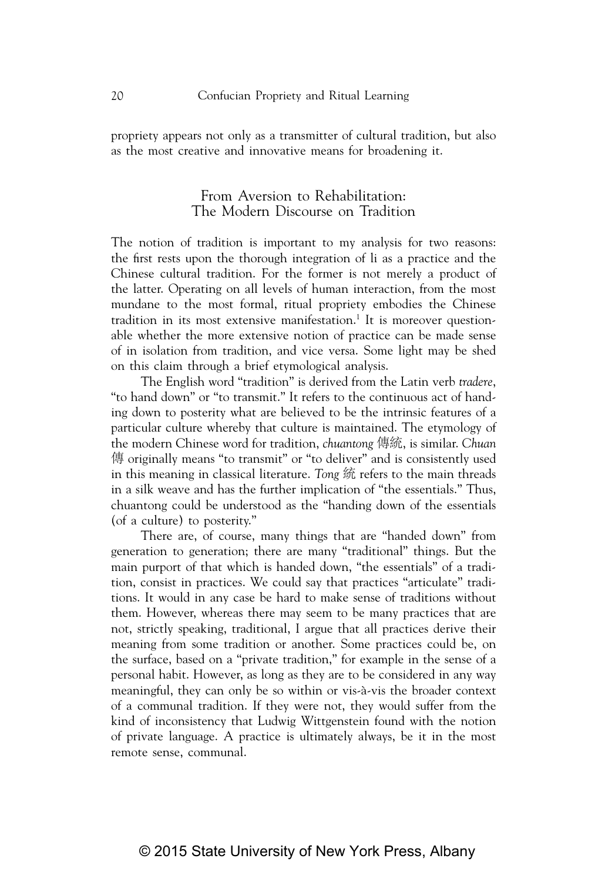propriety appears not only as a transmitter of cultural tradition, but also as the most creative and innovative means for broadening it.

## From Aversion to Rehabilitation: The Modern Discourse on Tradition

The notion of tradition is important to my analysis for two reasons: the first rests upon the thorough integration of li as a practice and the Chinese cultural tradition. For the former is not merely a product of the latter. Operating on all levels of human interaction, from the most mundane to the most formal, ritual propriety embodies the Chinese tradition in its most extensive manifestation.[1] It is moreover questionable whether the more extensive notion of practice can be made sense of in isolation from tradition, and vice versa. Some light may be shed on this claim through a brief etymological analysis.

The English word "tradition" is derived from the Latin verb *tradere*, "to hand down" or "to transmit." It refers to the continuous act of handing down to posterity what are believed to be the intrinsic features of a particular culture whereby that culture is maintained. The etymology of the modern Chinese word for tradition, *chuantong* 傳統, is similar. *Chuan* 傳 originally means "to transmit" or "to deliver" and is consistently used in this meaning in classical literature. *Tong* 統 refers to the main threads in a silk weave and has the further implication of "the essentials." Thus, chuantong could be understood as the "handing down of the essentials (of a culture) to posterity."

There are, of course, many things that are "handed down" from generation to generation; there are many "traditional" things. But the main purport of that which is handed down, "the essentials" of a tradition, consist in practices. We could say that practices "articulate" traditions. It would in any case be hard to make sense of traditions without them. However, whereas there may seem to be many practices that are not, strictly speaking, traditional, I argue that all practices derive their meaning from some tradition or another. Some practices could be, on the surface, based on a "private tradition," for example in the sense of a personal habit. However, as long as they are to be considered in any way meaningful, they can only be so within or vis-à-vis the broader context of a communal tradition. If they were not, they would suffer from the kind of inconsistency that Ludwig Wittgenstein found with the notion of private language. A practice is ultimately always, be it in the most remote sense, communal.

© 2015 State University of New York Press, Albany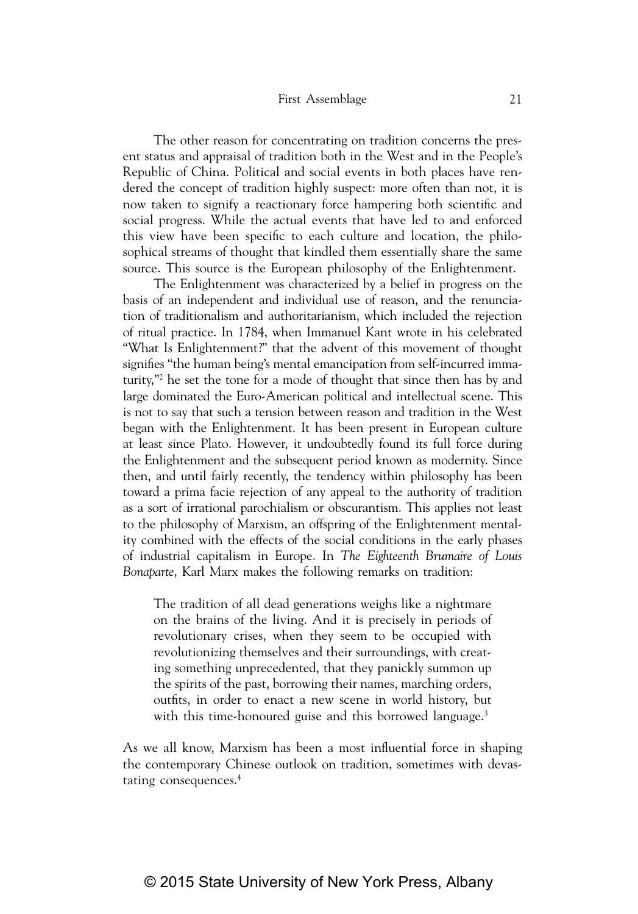The other reason for concentrating on tradition concerns the present status and appraisal of tradition both in the West and in the People's Republic of China. Political and social events in both places have rendered the concept of tradition highly suspect: more often than not, it is now taken to signify a reactionary force hampering both scientific and social progress. While the actual events that have led to and enforced this view have been specific to each culture and location, the philosophical streams of thought that kindled them essentially share the same source. This source is the European philosophy of the Enlightenment.

The Enlightenment was characterized by a belief in progress on the basis of an independent and individual use of reason, and the renunciation of traditionalism and authoritarianism, which included the rejection of ritual practice. In 1784, when Immanuel Kant wrote in his celebrated "What Is Enlightenment?" that the advent of this movement of thought signifies "the human being's mental emancipation from self-incurred immaturity,"[2] he set the tone for a mode of thought that since then has by and large dominated the Euro-American political and intellectual scene. This is not to say that such a tension between reason and tradition in the West began with the Enlightenment. It has been present in European culture at least since Plato. However, it undoubtedly found its full force during the Enlightenment and the subsequent period known as modernity. Since then, and until fairly recently, the tendency within philosophy has been toward a prima facie rejection of any appeal to the authority of tradition as a sort of irrational parochialism or obscurantism. This applies not least to the philosophy of Marxism, an offspring of the Enlightenment mentality combined with the effects of the social conditions in the early phases of industrial capitalism in Europe. In *The Eighteenth Brumaire of Louis Bonaparte*, Karl Marx makes the following remarks on tradition:

> The tradition of all dead generations weighs like a nightmare on the brains of the living. And it is precisely in periods of revolutionary crises, when they seem to be occupied with revolutionizing themselves and their surroundings, with creating something unprecedented, that they panickly summon up the spirits of the past, borrowing their names, marching orders, outfits, in order to enact a new scene in world history, but with this time-honoured guise and this borrowed language.[3]

As we all know, Marxism has been a most influential force in shaping the contemporary Chinese outlook on tradition, sometimes with devastating consequences.[4]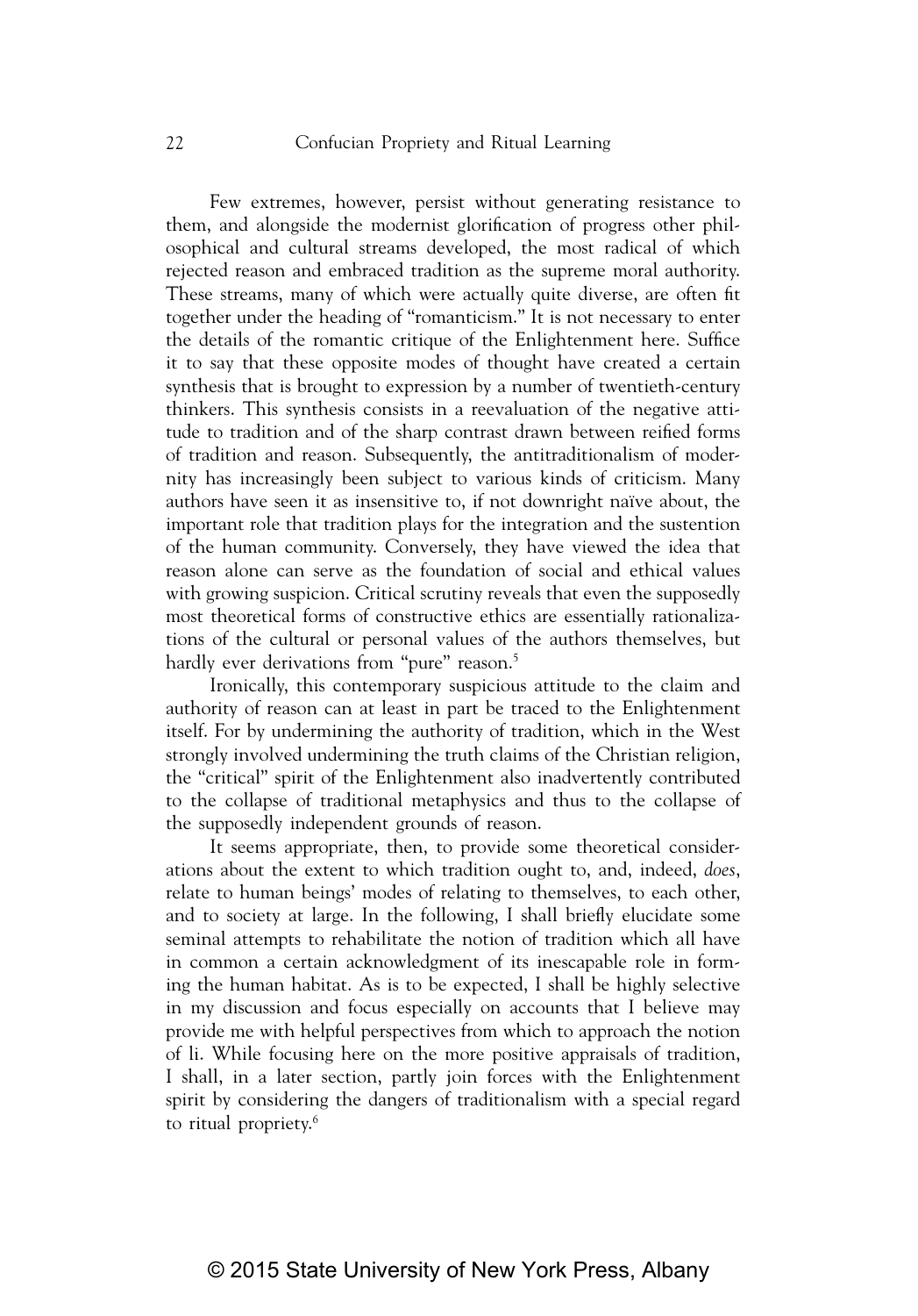Few extremes, however, persist without generating resistance to them, and alongside the modernist glorification of progress other philosophical and cultural streams developed, the most radical of which rejected reason and embraced tradition as the supreme moral authority. These streams, many of which were actually quite diverse, are often fit together under the heading of "romanticism." It is not necessary to enter the details of the romantic critique of the Enlightenment here. Suffice it to say that these opposite modes of thought have created a certain synthesis that is brought to expression by a number of twentieth-century thinkers. This synthesis consists in a reevaluation of the negative attitude to tradition and of the sharp contrast drawn between reified forms of tradition and reason. Subsequently, the antitraditionalism of modernity has increasingly been subject to various kinds of criticism. Many authors have seen it as insensitive to, if not downright naïve about, the important role that tradition plays for the integration and the sustention of the human community. Conversely, they have viewed the idea that reason alone can serve as the foundation of social and ethical values with growing suspicion. Critical scrutiny reveals that even the supposedly most theoretical forms of constructive ethics are essentially rationalizations of the cultural or personal values of the authors themselves, but hardly ever derivations from "pure" reason.[5]

Ironically, this contemporary suspicious attitude to the claim and authority of reason can at least in part be traced to the Enlightenment itself. For by undermining the authority of tradition, which in the West strongly involved undermining the truth claims of the Christian religion, the "critical" spirit of the Enlightenment also inadvertently contributed to the collapse of traditional metaphysics and thus to the collapse of the supposedly independent grounds of reason.

It seems appropriate, then, to provide some theoretical considerations about the extent to which tradition ought to, and, indeed, *does*, relate to human beings' modes of relating to themselves, to each other, and to society at large. In the following, I shall briefly elucidate some seminal attempts to rehabilitate the notion of tradition which all have in common a certain acknowledgment of its inescapable role in forming the human habitat. As is to be expected, I shall be highly selective in my discussion and focus especially on accounts that I believe may provide me with helpful perspectives from which to approach the notion of li. While focusing here on the more positive appraisals of tradition, I shall, in a later section, partly join forces with the Enlightenment spirit by considering the dangers of traditionalism with a special regard to ritual propriety.[6]

© 2015 State University of New York Press, Albany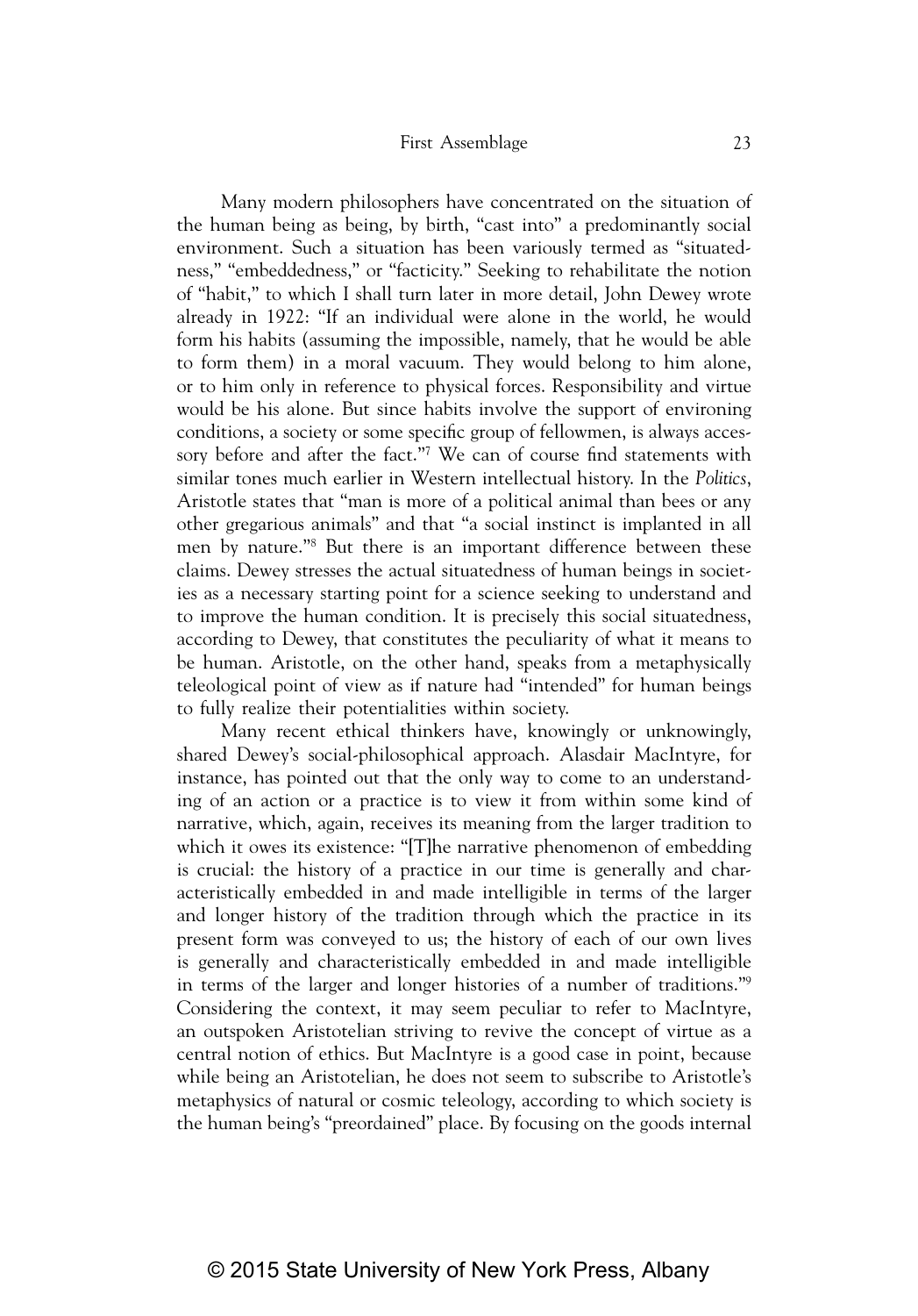Many modern philosophers have concentrated on the situation of the human being as being, by birth, "cast into" a predominantly social environment. Such a situation has been variously termed as "situatedness," "embeddedness," or "facticity." Seeking to rehabilitate the notion of "habit," to which I shall turn later in more detail, John Dewey wrote already in 1922: "If an individual were alone in the world, he would form his habits (assuming the impossible, namely, that he would be able to form them) in a moral vacuum. They would belong to him alone, or to him only in reference to physical forces. Responsibility and virtue would be his alone. But since habits involve the support of environing conditions, a society or some specific group of fellowmen, is always accessory before and after the fact."[7] We can of course find statements with similar tones much earlier in Western intellectual history. In the *Politics*, Aristotle states that "man is more of a political animal than bees or any other gregarious animals" and that "a social instinct is implanted in all men by nature."[8] But there is an important difference between these claims. Dewey stresses the actual situatedness of human beings in societies as a necessary starting point for a science seeking to understand and to improve the human condition. It is precisely this social situatedness, according to Dewey, that constitutes the peculiarity of what it means to be human. Aristotle, on the other hand, speaks from a metaphysically teleological point of view as if nature had "intended" for human beings to fully realize their potentialities within society.

Many recent ethical thinkers have, knowingly or unknowingly, shared Dewey's social-philosophical approach. Alasdair MacIntyre, for instance, has pointed out that the only way to come to an understanding of an action or a practice is to view it from within some kind of narrative, which, again, receives its meaning from the larger tradition to which it owes its existence: "[T]he narrative phenomenon of embedding is crucial: the history of a practice in our time is generally and characteristically embedded in and made intelligible in terms of the larger and longer history of the tradition through which the practice in its present form was conveyed to us; the history of each of our own lives is generally and characteristically embedded in and made intelligible in terms of the larger and longer histories of a number of traditions."[9] Considering the context, it may seem peculiar to refer to MacIntyre, an outspoken Aristotelian striving to revive the concept of virtue as a central notion of ethics. But MacIntyre is a good case in point, because while being an Aristotelian, he does not seem to subscribe to Aristotle's metaphysics of natural or cosmic teleology, according to which society is the human being's "preordained" place. By focusing on the goods internal

© 2015 State University of New York Press, Albany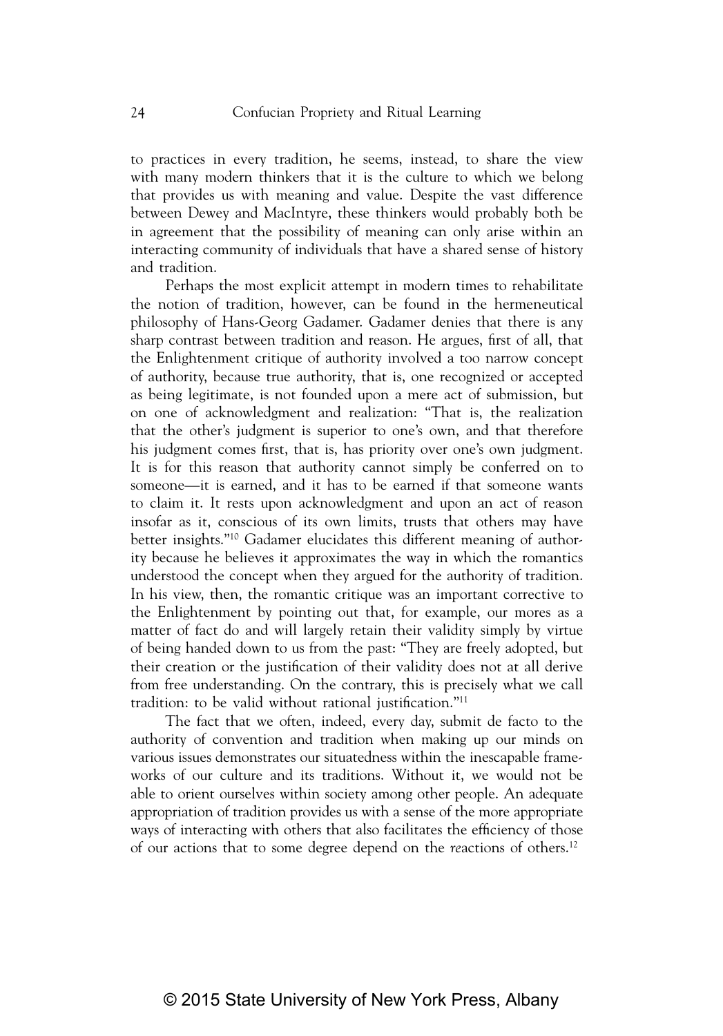to practices in every tradition, he seems, instead, to share the view with many modern thinkers that it is the culture to which we belong that provides us with meaning and value. Despite the vast difference between Dewey and MacIntyre, these thinkers would probably both be in agreement that the possibility of meaning can only arise within an interacting community of individuals that have a shared sense of history and tradition.

Perhaps the most explicit attempt in modern times to rehabilitate the notion of tradition, however, can be found in the hermeneutical philosophy of Hans-Georg Gadamer. Gadamer denies that there is any sharp contrast between tradition and reason. He argues, first of all, that the Enlightenment critique of authority involved a too narrow concept of authority, because true authority, that is, one recognized or accepted as being legitimate, is not founded upon a mere act of submission, but on one of acknowledgment and realization: "That is, the realization that the other's judgment is superior to one's own, and that therefore his judgment comes first, that is, has priority over one's own judgment. It is for this reason that authority cannot simply be conferred on to someone—it is earned, and it has to be earned if that someone wants to claim it. It rests upon acknowledgment and upon an act of reason insofar as it, conscious of its own limits, trusts that others may have better insights."[10] Gadamer elucidates this different meaning of authority because he believes it approximates the way in which the romantics understood the concept when they argued for the authority of tradition. In his view, then, the romantic critique was an important corrective to the Enlightenment by pointing out that, for example, our mores as a matter of fact do and will largely retain their validity simply by virtue of being handed down to us from the past: "They are freely adopted, but their creation or the justification of their validity does not at all derive from free understanding. On the contrary, this is precisely what we call tradition: to be valid without rational justification."[11]

The fact that we often, indeed, every day, submit de facto to the authority of convention and tradition when making up our minds on various issues demonstrates our situatedness within the inescapable frameworks of our culture and its traditions. Without it, we would not be able to orient ourselves within society among other people. An adequate appropriation of tradition provides us with a sense of the more appropriate ways of interacting with others that also facilitates the efficiency of those of our actions that to some degree depend on the *re*actions of others.[12]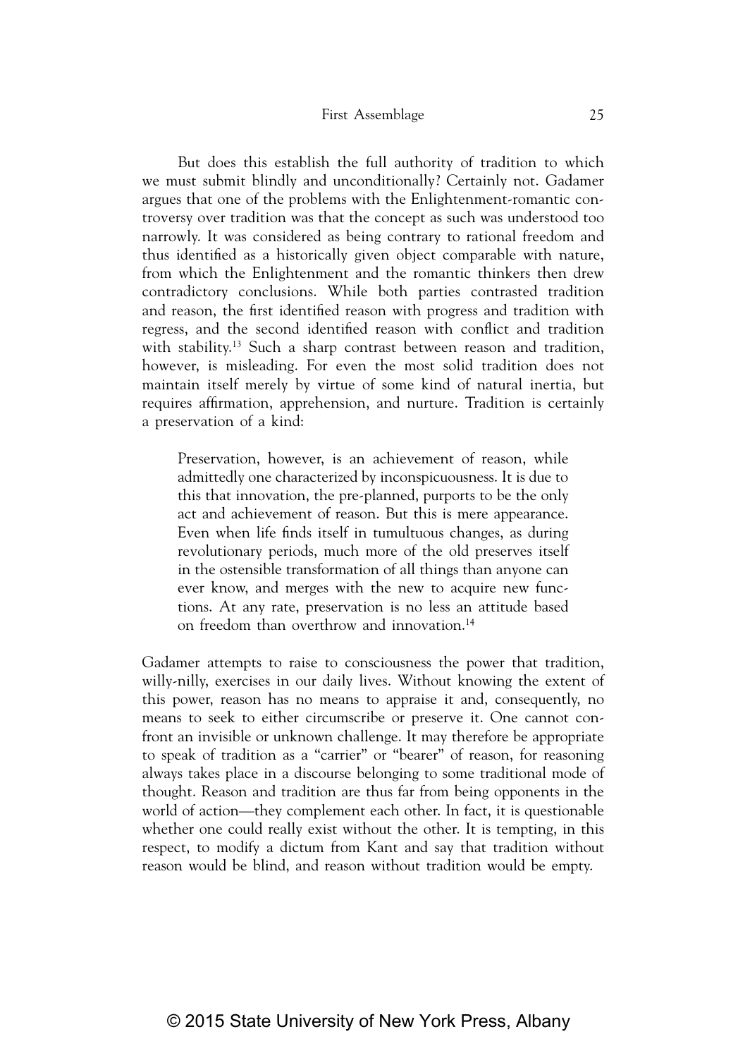But does this establish the full authority of tradition to which we must submit blindly and unconditionally? Certainly not. Gadamer argues that one of the problems with the Enlightenment-romantic controversy over tradition was that the concept as such was understood too narrowly. It was considered as being contrary to rational freedom and thus identified as a historically given object comparable with nature, from which the Enlightenment and the romantic thinkers then drew contradictory conclusions. While both parties contrasted tradition and reason, the first identified reason with progress and tradition with regress, and the second identified reason with conflict and tradition with stability.[13] Such a sharp contrast between reason and tradition, however, is misleading. For even the most solid tradition does not maintain itself merely by virtue of some kind of natural inertia, but requires affirmation, apprehension, and nurture. Tradition is certainly a preservation of a kind:

> Preservation, however, is an achievement of reason, while admittedly one characterized by inconspicuousness. It is due to this that innovation, the pre-planned, purports to be the only act and achievement of reason. But this is mere appearance. Even when life finds itself in tumultuous changes, as during revolutionary periods, much more of the old preserves itself in the ostensible transformation of all things than anyone can ever know, and merges with the new to acquire new functions. At any rate, preservation is no less an attitude based on freedom than overthrow and innovation.[14]

Gadamer attempts to raise to consciousness the power that tradition, willy-nilly, exercises in our daily lives. Without knowing the extent of this power, reason has no means to appraise it and, consequently, no means to seek to either circumscribe or preserve it. One cannot confront an invisible or unknown challenge. It may therefore be appropriate to speak of tradition as a "carrier" or "bearer" of reason, for reasoning always takes place in a discourse belonging to some traditional mode of thought. Reason and tradition are thus far from being opponents in the world of action—they complement each other. In fact, it is questionable whether one could really exist without the other. It is tempting, in this respect, to modify a dictum from Kant and say that tradition without reason would be blind, and reason without tradition would be empty.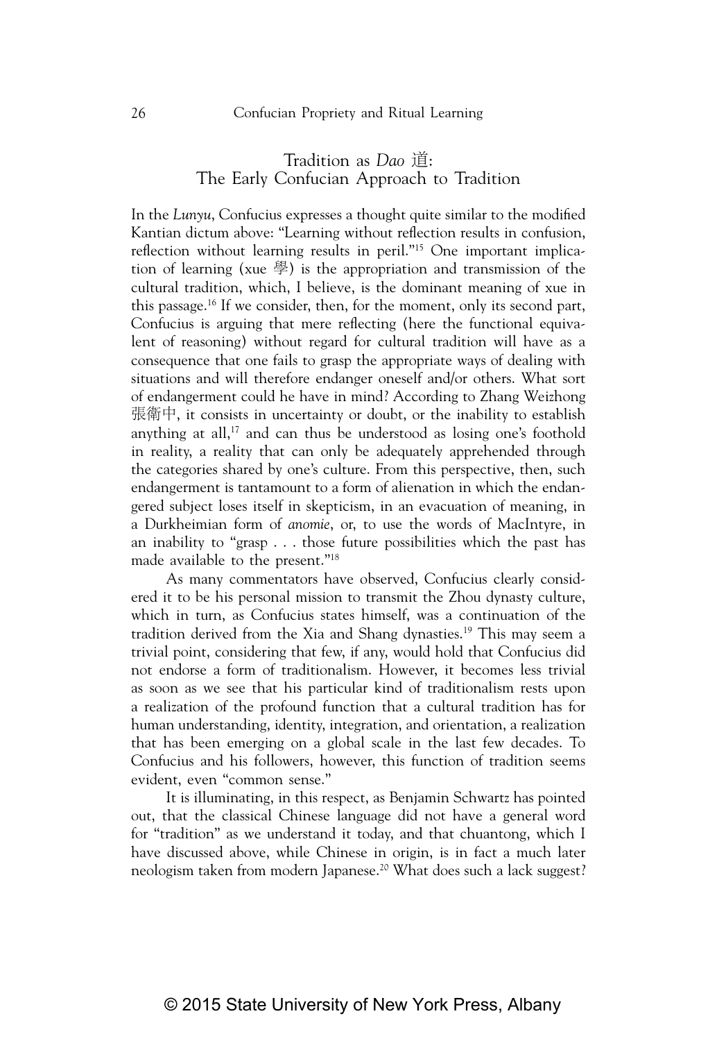## Tradition as *Dao* 道: The Early Confucian Approach to Tradition

In the *Lunyu*, Confucius expresses a thought quite similar to the modified Kantian dictum above: "Learning without reflection results in confusion, reflection without learning results in peril."[15] One important implication of learning (xue 學) is the appropriation and transmission of the cultural tradition, which, I believe, is the dominant meaning of xue in this passage.[16] If we consider, then, for the moment, only its second part, Confucius is arguing that mere reflecting (here the functional equivalent of reasoning) without regard for cultural tradition will have as a consequence that one fails to grasp the appropriate ways of dealing with situations and will therefore endanger oneself and/or others. What sort of endangerment could he have in mind? According to Zhang Weizhong 張衛中, it consists in uncertainty or doubt, or the inability to establish anything at all,[17] and can thus be understood as losing one's foothold in reality, a reality that can only be adequately apprehended through the categories shared by one's culture. From this perspective, then, such endangerment is tantamount to a form of alienation in which the endangered subject loses itself in skepticism, in an evacuation of meaning, in a Durkheimian form of *anomie*, or, to use the words of MacIntyre, in an inability to "grasp . . . those future possibilities which the past has made available to the present."[18]

As many commentators have observed, Confucius clearly considered it to be his personal mission to transmit the Zhou dynasty culture, which in turn, as Confucius states himself, was a continuation of the tradition derived from the Xia and Shang dynasties.[19] This may seem a trivial point, considering that few, if any, would hold that Confucius did not endorse a form of traditionalism. However, it becomes less trivial as soon as we see that his particular kind of traditionalism rests upon a realization of the profound function that a cultural tradition has for human understanding, identity, integration, and orientation, a realization that has been emerging on a global scale in the last few decades. To Confucius and his followers, however, this function of tradition seems evident, even "common sense."

It is illuminating, in this respect, as Benjamin Schwartz has pointed out, that the classical Chinese language did not have a general word for "tradition" as we understand it today, and that chuantong, which I have discussed above, while Chinese in origin, is in fact a much later neologism taken from modern Japanese.[20] What does such a lack suggest?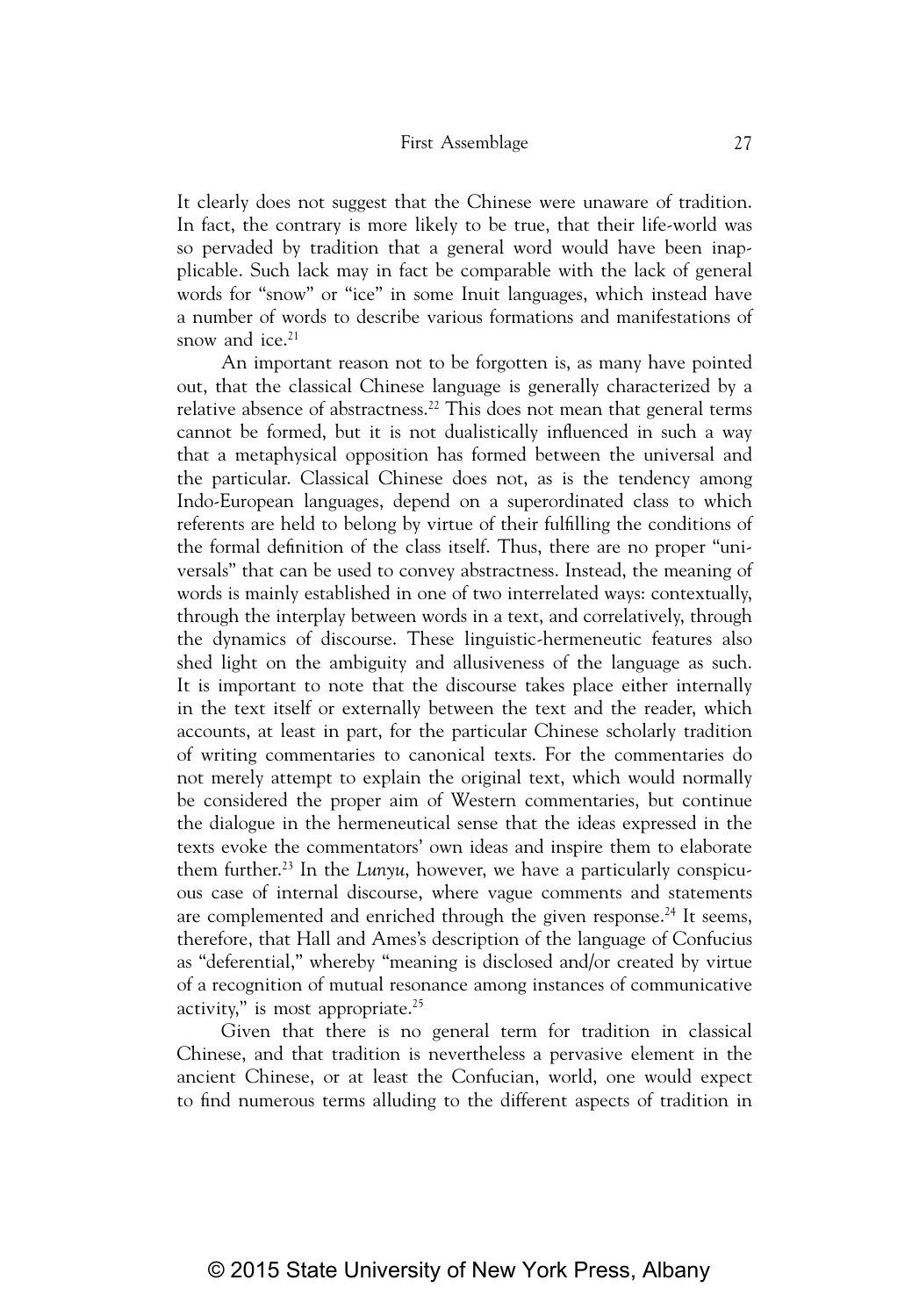It clearly does not suggest that the Chinese were unaware of tradition. In fact, the contrary is more likely to be true, that their life-world was so pervaded by tradition that a general word would have been inapplicable. Such lack may in fact be comparable with the lack of general words for "snow" or "ice" in some Inuit languages, which instead have a number of words to describe various formations and manifestations of snow and ice.[21]

An important reason not to be forgotten is, as many have pointed out, that the classical Chinese language is generally characterized by a relative absence of abstractness.[22] This does not mean that general terms cannot be formed, but it is not dualistically influenced in such a way that a metaphysical opposition has formed between the universal and the particular. Classical Chinese does not, as is the tendency among Indo-European languages, depend on a superordinated class to which referents are held to belong by virtue of their fulfilling the conditions of the formal definition of the class itself. Thus, there are no proper "universals" that can be used to convey abstractness. Instead, the meaning of words is mainly established in one of two interrelated ways: contextually, through the interplay between words in a text, and correlatively, through the dynamics of discourse. These linguistic-hermeneutic features also shed light on the ambiguity and allusiveness of the language as such. It is important to note that the discourse takes place either internally in the text itself or externally between the text and the reader, which accounts, at least in part, for the particular Chinese scholarly tradition of writing commentaries to canonical texts. For the commentaries do not merely attempt to explain the original text, which would normally be considered the proper aim of Western commentaries, but continue the dialogue in the hermeneutical sense that the ideas expressed in the texts evoke the commentators' own ideas and inspire them to elaborate them further.[23] In the *Lunyu*, however, we have a particularly conspicuous case of internal discourse, where vague comments and statements are complemented and enriched through the given response.[24] It seems, therefore, that Hall and Ames's description of the language of Confucius as "deferential," whereby "meaning is disclosed and/or created by virtue of a recognition of mutual resonance among instances of communicative activity," is most appropriate.[25]

Given that there is no general term for tradition in classical Chinese, and that tradition is nevertheless a pervasive element in the ancient Chinese, or at least the Confucian, world, one would expect to find numerous terms alluding to the different aspects of tradition in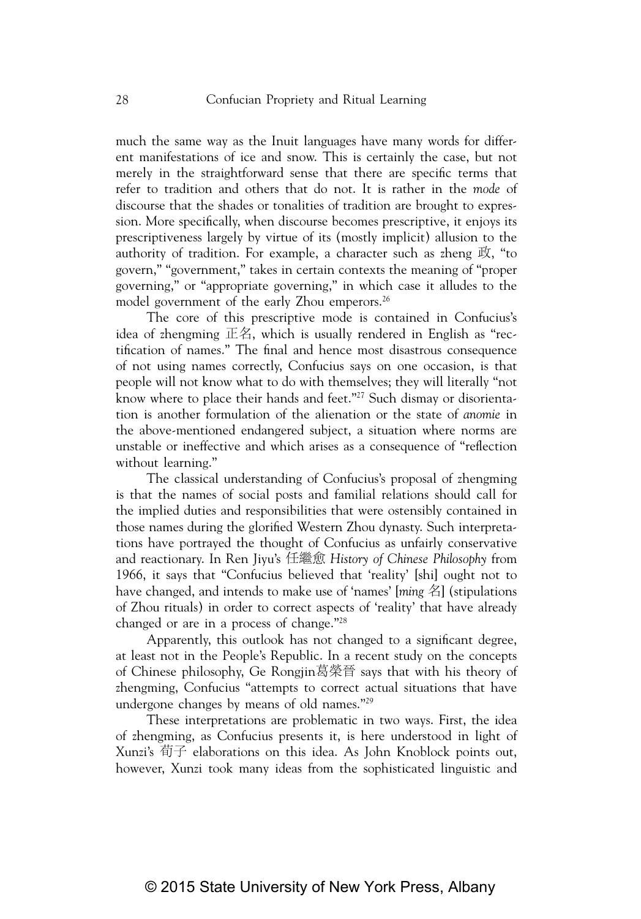much the same way as the Inuit languages have many words for different manifestations of ice and snow. This is certainly the case, but not merely in the straightforward sense that there are specific terms that refer to tradition and others that do not. It is rather in the *mode* of discourse that the shades or tonalities of tradition are brought to expression. More specifically, when discourse becomes prescriptive, it enjoys its prescriptiveness largely by virtue of its (mostly implicit) allusion to the authority of tradition. For example, a character such as zheng 政, "to govern," "government," takes in certain contexts the meaning of "proper governing," or "appropriate governing," in which case it alludes to the model government of the early Zhou emperors.[26]

The core of this prescriptive mode is contained in Confucius's idea of zhengming 正名, which is usually rendered in English as "rectification of names." The final and hence most disastrous consequence of not using names correctly, Confucius says on one occasion, is that people will not know what to do with themselves; they will literally "not know where to place their hands and feet."[27] Such dismay or disorientation is another formulation of the alienation or the state of *anomie* in the above-mentioned endangered subject, a situation where norms are unstable or ineffective and which arises as a consequence of "reflection without learning."

The classical understanding of Confucius's proposal of zhengming is that the names of social posts and familial relations should call for the implied duties and responsibilities that were ostensibly contained in those names during the glorified Western Zhou dynasty. Such interpretations have portrayed the thought of Confucius as unfairly conservative and reactionary. In Ren Jiyu's 任繼愈 *History of Chinese Philosophy* from 1966, it says that "Confucius believed that 'reality' [shi] ought not to have changed, and intends to make use of 'names' [*ming* 名] (stipulations of Zhou rituals) in order to correct aspects of 'reality' that have already changed or are in a process of change."[28]

Apparently, this outlook has not changed to a significant degree, at least not in the People's Republic. In a recent study on the concepts of Chinese philosophy, Ge Rongjin葛榮晉 says that with his theory of zhengming, Confucius "attempts to correct actual situations that have undergone changes by means of old names."[29]

These interpretations are problematic in two ways. First, the idea of zhengming, as Confucius presents it, is here understood in light of Xunzi's 荀子 elaborations on this idea. As John Knoblock points out, however, Xunzi took many ideas from the sophisticated linguistic and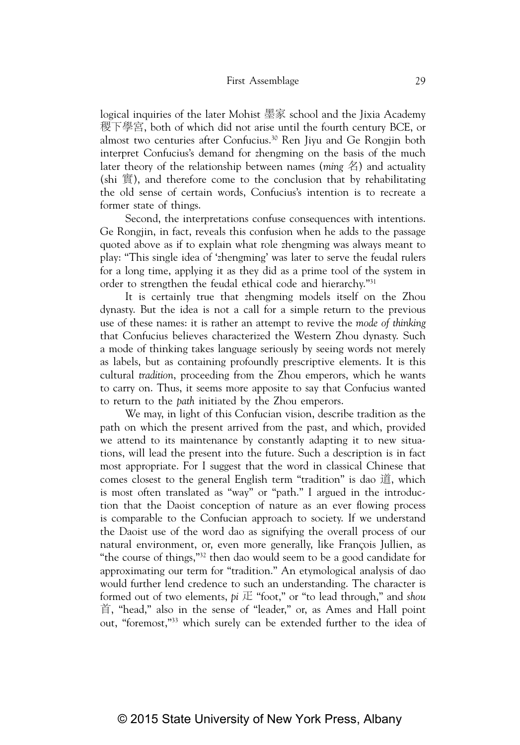logical inquiries of the later Mohist 墨家 school and the Jixia Academy 稷下學宮, both of which did not arise until the fourth century BCE, or almost two centuries after Confucius.[30] Ren Jiyu and Ge Rongjin both interpret Confucius's demand for zhengming on the basis of the much later theory of the relationship between names (*ming* 名) and actuality (shi 實), and therefore come to the conclusion that by rehabilitating the old sense of certain words, Confucius's intention is to recreate a former state of things.

Second, the interpretations confuse consequences with intentions. Ge Rongjin, in fact, reveals this confusion when he adds to the passage quoted above as if to explain what role zhengming was always meant to play: "This single idea of 'zhengming' was later to serve the feudal rulers for a long time, applying it as they did as a prime tool of the system in order to strengthen the feudal ethical code and hierarchy."[31]

It is certainly true that zhengming models itself on the Zhou dynasty. But the idea is not a call for a simple return to the previous use of these names: it is rather an attempt to revive the *mode of thinking* that Confucius believes characterized the Western Zhou dynasty. Such a mode of thinking takes language seriously by seeing words not merely as labels, but as containing profoundly prescriptive elements. It is this cultural *tradition*, proceeding from the Zhou emperors, which he wants to carry on. Thus, it seems more apposite to say that Confucius wanted to return to the *path* initiated by the Zhou emperors.

We may, in light of this Confucian vision, describe tradition as the path on which the present arrived from the past, and which, provided we attend to its maintenance by constantly adapting it to new situations, will lead the present into the future. Such a description is in fact most appropriate. For I suggest that the word in classical Chinese that comes closest to the general English term "tradition" is dao 道, which is most often translated as "way" or "path." I argued in the introduction that the Daoist conception of nature as an ever flowing process is comparable to the Confucian approach to society. If we understand the Daoist use of the word dao as signifying the overall process of our natural environment, or, even more generally, like François Jullien, as "the course of things,"[32] then dao would seem to be a good candidate for approximating our term for "tradition." An etymological analysis of dao would further lend credence to such an understanding. The character is formed out of two elements, *pi* 辵 "foot," or "to lead through," and *shou* 首, "head," also in the sense of "leader," or, as Ames and Hall point out, "foremost,"[33] which surely can be extended further to the idea of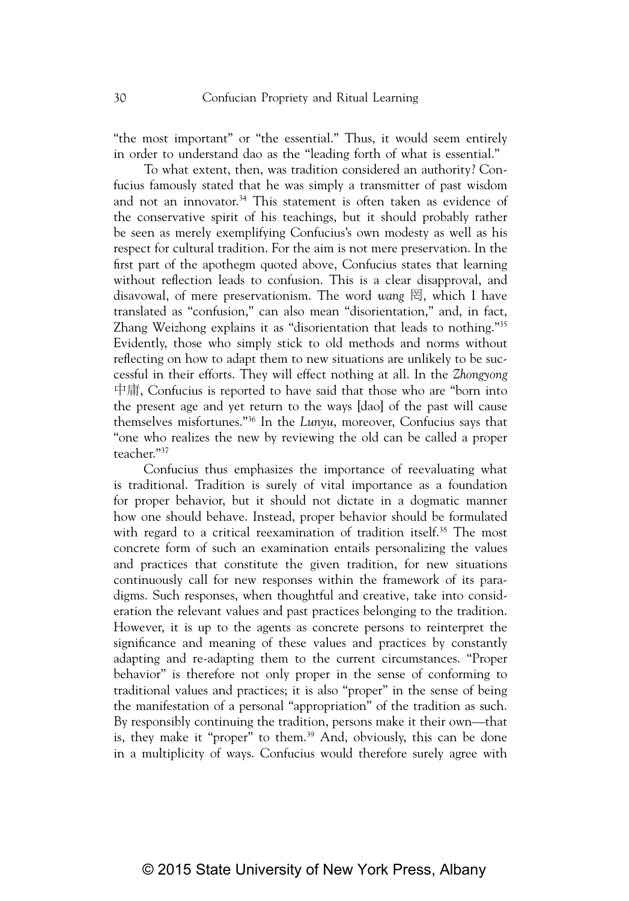"the most important" or "the essential." Thus, it would seem entirely in order to understand dao as the "leading forth of what is essential."

To what extent, then, was tradition considered an authority? Confucius famously stated that he was simply a transmitter of past wisdom and not an innovator.[34] This statement is often taken as evidence of the conservative spirit of his teachings, but it should probably rather be seen as merely exemplifying Confucius's own modesty as well as his respect for cultural tradition. For the aim is not mere preservation. In the first part of the apothegm quoted above, Confucius states that learning without reflection leads to confusion. This is a clear disapproval, and disavowal, of mere preservationism. The word *wang* 罔, which I have translated as "confusion," can also mean "disorientation," and, in fact, Zhang Weizhong explains it as "disorientation that leads to nothing."[35] Evidently, those who simply stick to old methods and norms without reflecting on how to adapt them to new situations are unlikely to be successful in their efforts. They will effect nothing at all. In the *Zhongyong* 中庸, Confucius is reported to have said that those who are "born into the present age and yet return to the ways [dao] of the past will cause themselves misfortunes."[36] In the *Lunyu*, moreover, Confucius says that "one who realizes the new by reviewing the old can be called a proper teacher."[37]

Confucius thus emphasizes the importance of reevaluating what is traditional. Tradition is surely of vital importance as a foundation for proper behavior, but it should not dictate in a dogmatic manner how one should behave. Instead, proper behavior should be formulated with regard to a critical reexamination of tradition itself.[38] The most concrete form of such an examination entails personalizing the values and practices that constitute the given tradition, for new situations continuously call for new responses within the framework of its paradigms. Such responses, when thoughtful and creative, take into consideration the relevant values and past practices belonging to the tradition. However, it is up to the agents as concrete persons to reinterpret the significance and meaning of these values and practices by constantly adapting and re-adapting them to the current circumstances. "Proper behavior" is therefore not only proper in the sense of conforming to traditional values and practices; it is also "proper" in the sense of being the manifestation of a personal "appropriation" of the tradition as such. By responsibly continuing the tradition, persons make it their own—that is, they make it "proper" to them.[39] And, obviously, this can be done in a multiplicity of ways. Confucius would therefore surely agree with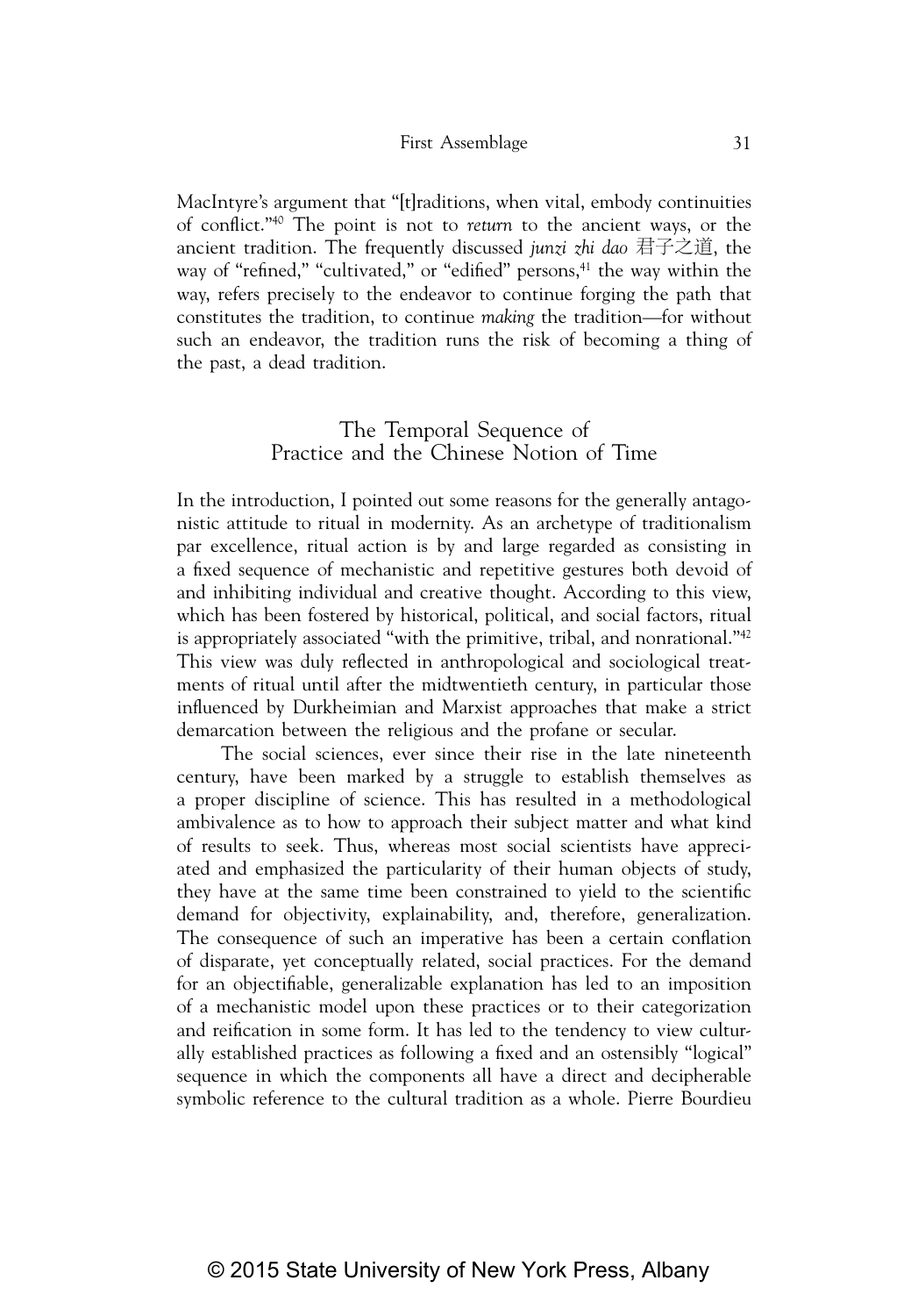MacIntyre's argument that "[t]raditions, when vital, embody continuities of conflict."[40] The point is not to *return* to the ancient ways, or the ancient tradition. The frequently discussed *junzi zhi dao* 君子之道, the way of "refined," "cultivated," or "edified" persons,[41] the way within the way, refers precisely to the endeavor to continue forging the path that constitutes the tradition, to continue *making* the tradition—for without such an endeavor, the tradition runs the risk of becoming a thing of the past, a dead tradition.

## The Temporal Sequence of Practice and the Chinese Notion of Time

In the introduction, I pointed out some reasons for the generally antagonistic attitude to ritual in modernity. As an archetype of traditionalism par excellence, ritual action is by and large regarded as consisting in a fixed sequence of mechanistic and repetitive gestures both devoid of and inhibiting individual and creative thought. According to this view, which has been fostered by historical, political, and social factors, ritual is appropriately associated "with the primitive, tribal, and nonrational."[42] This view was duly reflected in anthropological and sociological treatments of ritual until after the midtwentieth century, in particular those influenced by Durkheimian and Marxist approaches that make a strict demarcation between the religious and the profane or secular.

The social sciences, ever since their rise in the late nineteenth century, have been marked by a struggle to establish themselves as a proper discipline of science. This has resulted in a methodological ambivalence as to how to approach their subject matter and what kind of results to seek. Thus, whereas most social scientists have appreciated and emphasized the particularity of their human objects of study, they have at the same time been constrained to yield to the scientific demand for objectivity, explainability, and, therefore, generalization. The consequence of such an imperative has been a certain conflation of disparate, yet conceptually related, social practices. For the demand for an objectifiable, generalizable explanation has led to an imposition of a mechanistic model upon these practices or to their categorization and reification in some form. It has led to the tendency to view culturally established practices as following a fixed and an ostensibly "logical" sequence in which the components all have a direct and decipherable symbolic reference to the cultural tradition as a whole. Pierre Bourdieu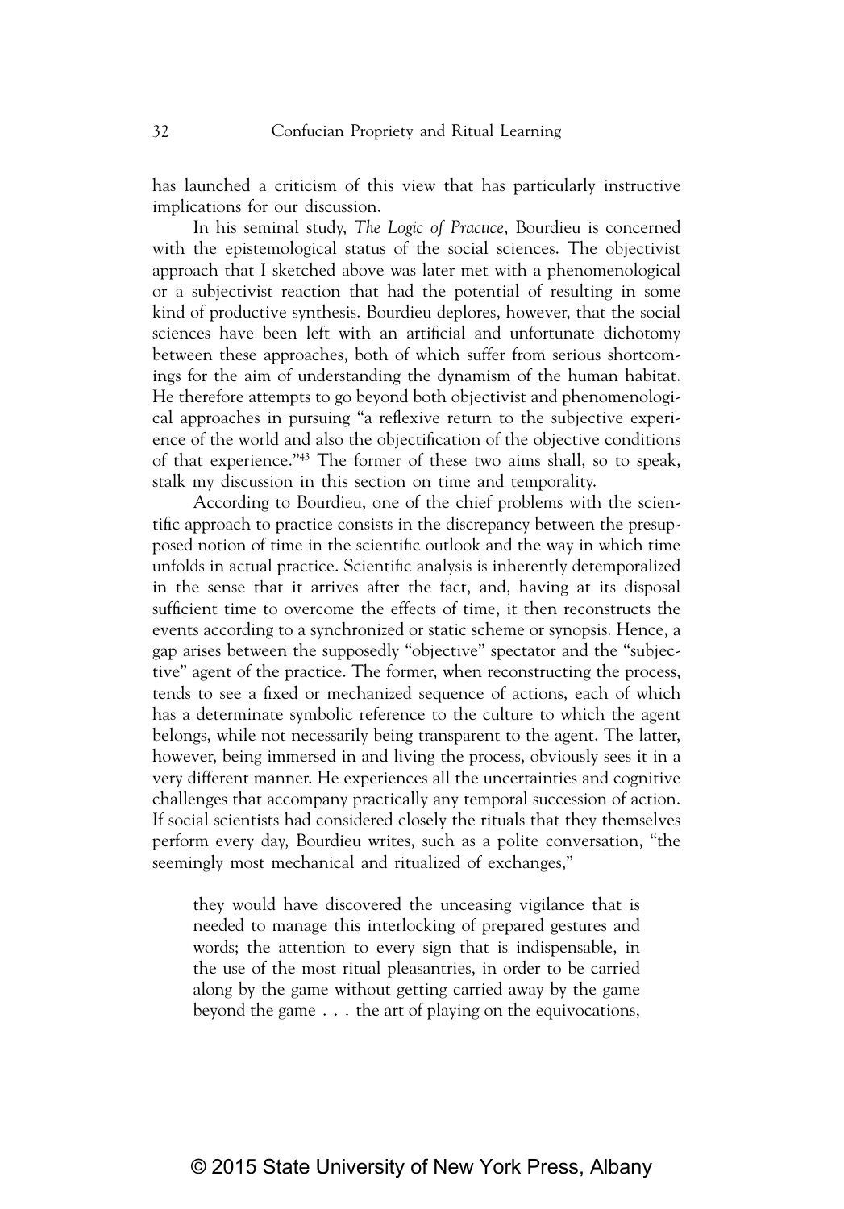has launched a criticism of this view that has particularly instructive implications for our discussion.

In his seminal study, *The Logic of Practice*, Bourdieu is concerned with the epistemological status of the social sciences. The objectivist approach that I sketched above was later met with a phenomenological or a subjectivist reaction that had the potential of resulting in some kind of productive synthesis. Bourdieu deplores, however, that the social sciences have been left with an artificial and unfortunate dichotomy between these approaches, both of which suffer from serious shortcomings for the aim of understanding the dynamism of the human habitat. He therefore attempts to go beyond both objectivist and phenomenological approaches in pursuing "a reflexive return to the subjective experience of the world and also the objectification of the objective conditions of that experience."[43] The former of these two aims shall, so to speak, stalk my discussion in this section on time and temporality.

According to Bourdieu, one of the chief problems with the scientific approach to practice consists in the discrepancy between the presupposed notion of time in the scientific outlook and the way in which time unfolds in actual practice. Scientific analysis is inherently detemporalized in the sense that it arrives after the fact, and, having at its disposal sufficient time to overcome the effects of time, it then reconstructs the events according to a synchronized or static scheme or synopsis. Hence, a gap arises between the supposedly "objective" spectator and the "subjective" agent of the practice. The former, when reconstructing the process, tends to see a fixed or mechanized sequence of actions, each of which has a determinate symbolic reference to the culture to which the agent belongs, while not necessarily being transparent to the agent. The latter, however, being immersed in and living the process, obviously sees it in a very different manner. He experiences all the uncertainties and cognitive challenges that accompany practically any temporal succession of action. If social scientists had considered closely the rituals that they themselves perform every day, Bourdieu writes, such as a polite conversation, "the seemingly most mechanical and ritualized of exchanges,"

> they would have discovered the unceasing vigilance that is needed to manage this interlocking of prepared gestures and words; the attention to every sign that is indispensable, in the use of the most ritual pleasantries, in order to be carried along by the game without getting carried away by the game beyond the game . . . the art of playing on the equivocations,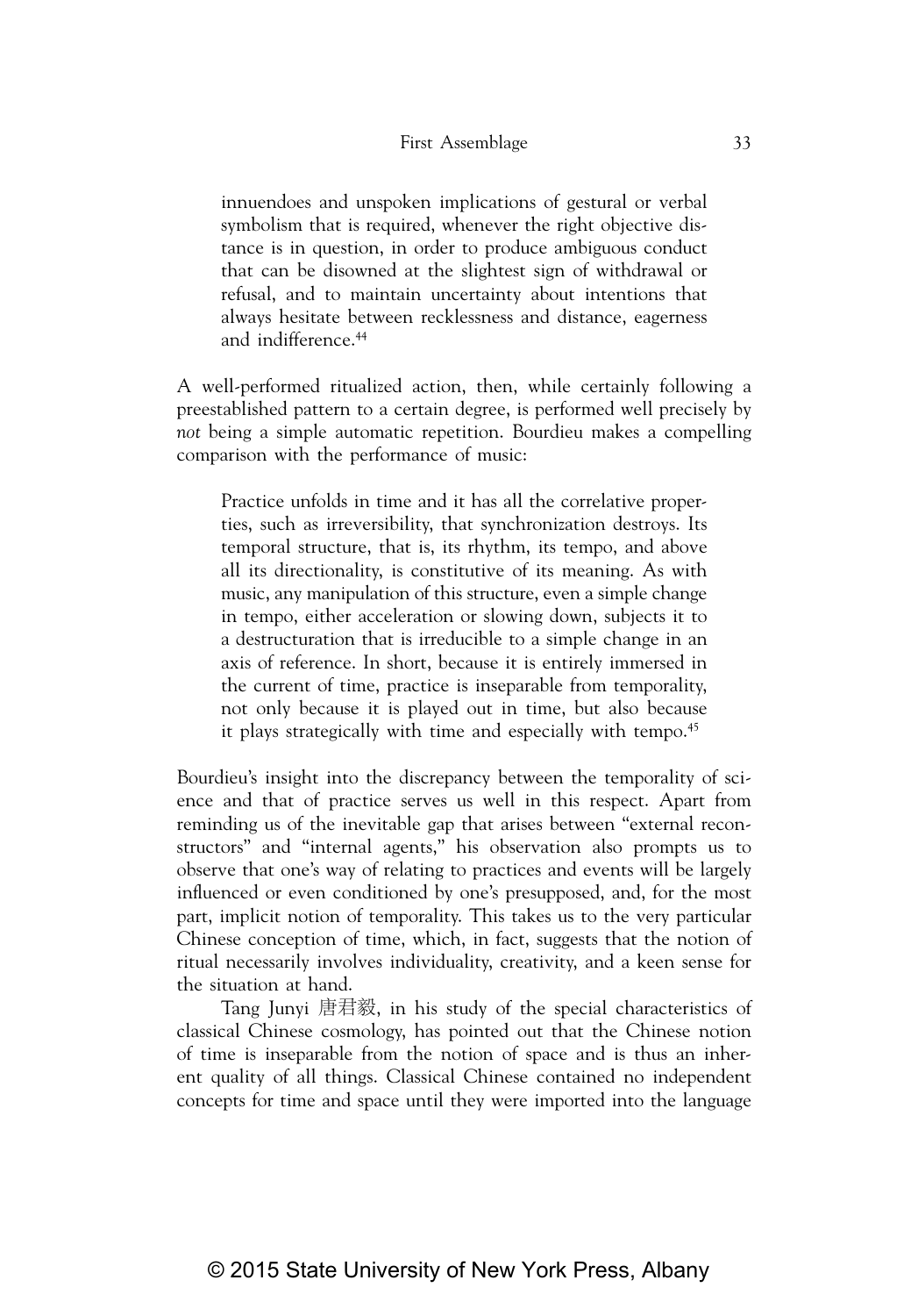> innuendoes and unspoken implications of gestural or verbal symbolism that is required, whenever the right objective distance is in question, in order to produce ambiguous conduct that can be disowned at the slightest sign of withdrawal or refusal, and to maintain uncertainty about intentions that always hesitate between recklessness and distance, eagerness and indifference.[44]

A well-performed ritualized action, then, while certainly following a preestablished pattern to a certain degree, is performed well precisely by *not* being a simple automatic repetition. Bourdieu makes a compelling comparison with the performance of music:

> Practice unfolds in time and it has all the correlative properties, such as irreversibility, that synchronization destroys. Its temporal structure, that is, its rhythm, its tempo, and above all its directionality, is constitutive of its meaning. As with music, any manipulation of this structure, even a simple change in tempo, either acceleration or slowing down, subjects it to a destructuration that is irreducible to a simple change in an axis of reference. In short, because it is entirely immersed in the current of time, practice is inseparable from temporality, not only because it is played out in time, but also because it plays strategically with time and especially with tempo.[45]

Bourdieu's insight into the discrepancy between the temporality of science and that of practice serves us well in this respect. Apart from reminding us of the inevitable gap that arises between "external reconstructors" and "internal agents," his observation also prompts us to observe that one's way of relating to practices and events will be largely influenced or even conditioned by one's presupposed, and, for the most part, implicit notion of temporality. This takes us to the very particular Chinese conception of time, which, in fact, suggests that the notion of ritual necessarily involves individuality, creativity, and a keen sense for the situation at hand.

Tang Junyi 唐君毅, in his study of the special characteristics of classical Chinese cosmology, has pointed out that the Chinese notion of time is inseparable from the notion of space and is thus an inherent quality of all things. Classical Chinese contained no independent concepts for time and space until they were imported into the language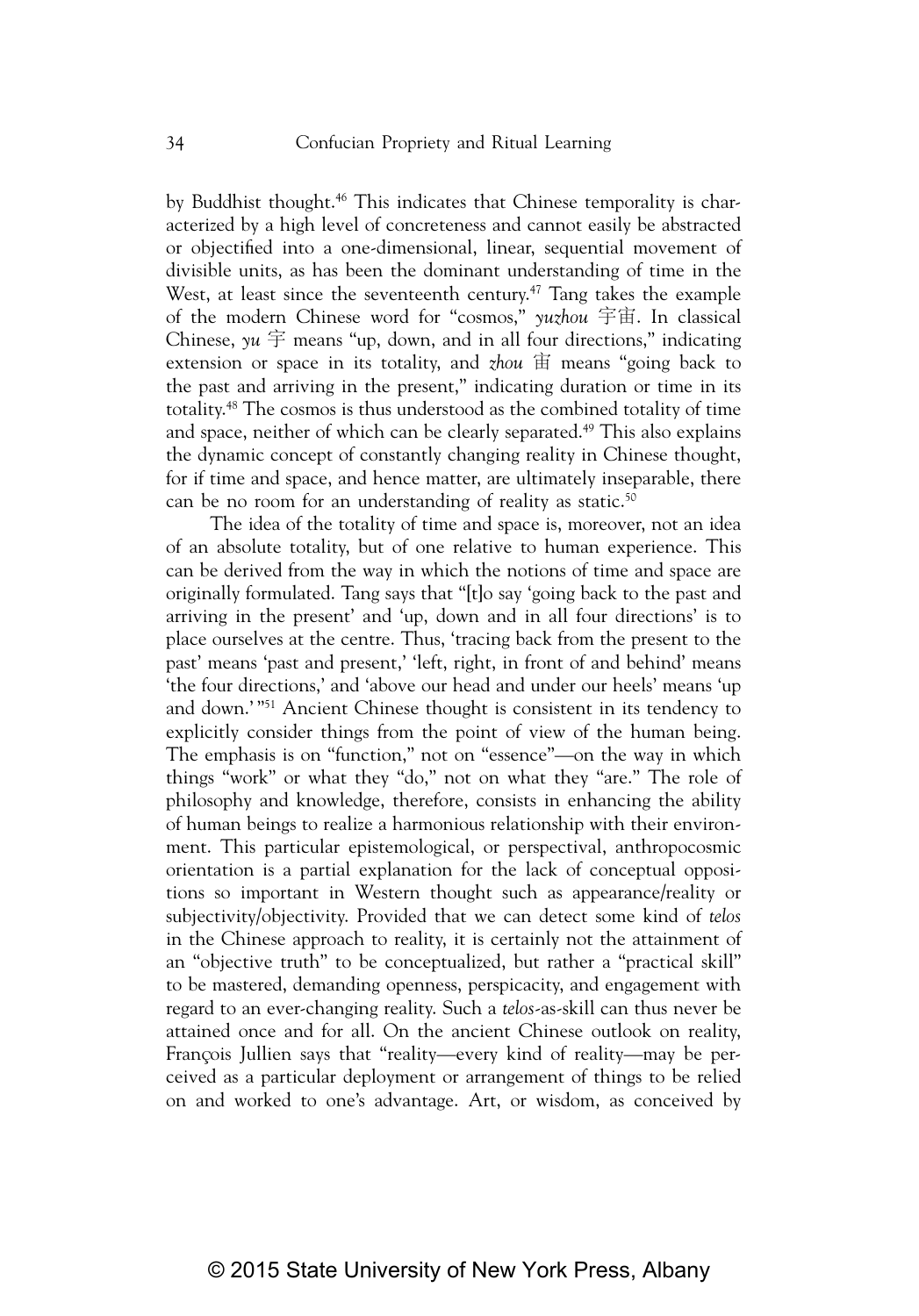by Buddhist thought.[46] This indicates that Chinese temporality is characterized by a high level of concreteness and cannot easily be abstracted or objectified into a one-dimensional, linear, sequential movement of divisible units, as has been the dominant understanding of time in the West, at least since the seventeenth century.[47] Tang takes the example of the modern Chinese word for "cosmos," *yuzhou* 宇宙. In classical Chinese, *yu* 宇 means "up, down, and in all four directions," indicating extension or space in its totality, and *zhou* 宙 means "going back to the past and arriving in the present," indicating duration or time in its totality.[48] The cosmos is thus understood as the combined totality of time and space, neither of which can be clearly separated.[49] This also explains the dynamic concept of constantly changing reality in Chinese thought, for if time and space, and hence matter, are ultimately inseparable, there can be no room for an understanding of reality as static.[50]

The idea of the totality of time and space is, moreover, not an idea of an absolute totality, but of one relative to human experience. This can be derived from the way in which the notions of time and space are originally formulated. Tang says that "[t]o say 'going back to the past and arriving in the present' and 'up, down and in all four directions' is to place ourselves at the centre. Thus, 'tracing back from the present to the past' means 'past and present,' 'left, right, in front of and behind' means 'the four directions,' and 'above our head and under our heels' means 'up and down.'"[51] Ancient Chinese thought is consistent in its tendency to explicitly consider things from the point of view of the human being. The emphasis is on "function," not on "essence"—on the way in which things "work" or what they "do," not on what they "are." The role of philosophy and knowledge, therefore, consists in enhancing the ability of human beings to realize a harmonious relationship with their environment. This particular epistemological, or perspectival, anthropocosmic orientation is a partial explanation for the lack of conceptual oppositions so important in Western thought such as appearance/reality or subjectivity/objectivity. Provided that we can detect some kind of *telos* in the Chinese approach to reality, it is certainly not the attainment of an "objective truth" to be conceptualized, but rather a "practical skill" to be mastered, demanding openness, perspicacity, and engagement with regard to an ever-changing reality. Such a *telos*-as-skill can thus never be attained once and for all. On the ancient Chinese outlook on reality, François Jullien says that "reality—every kind of reality—may be perceived as a particular deployment or arrangement of things to be relied on and worked to one's advantage. Art, or wisdom, as conceived by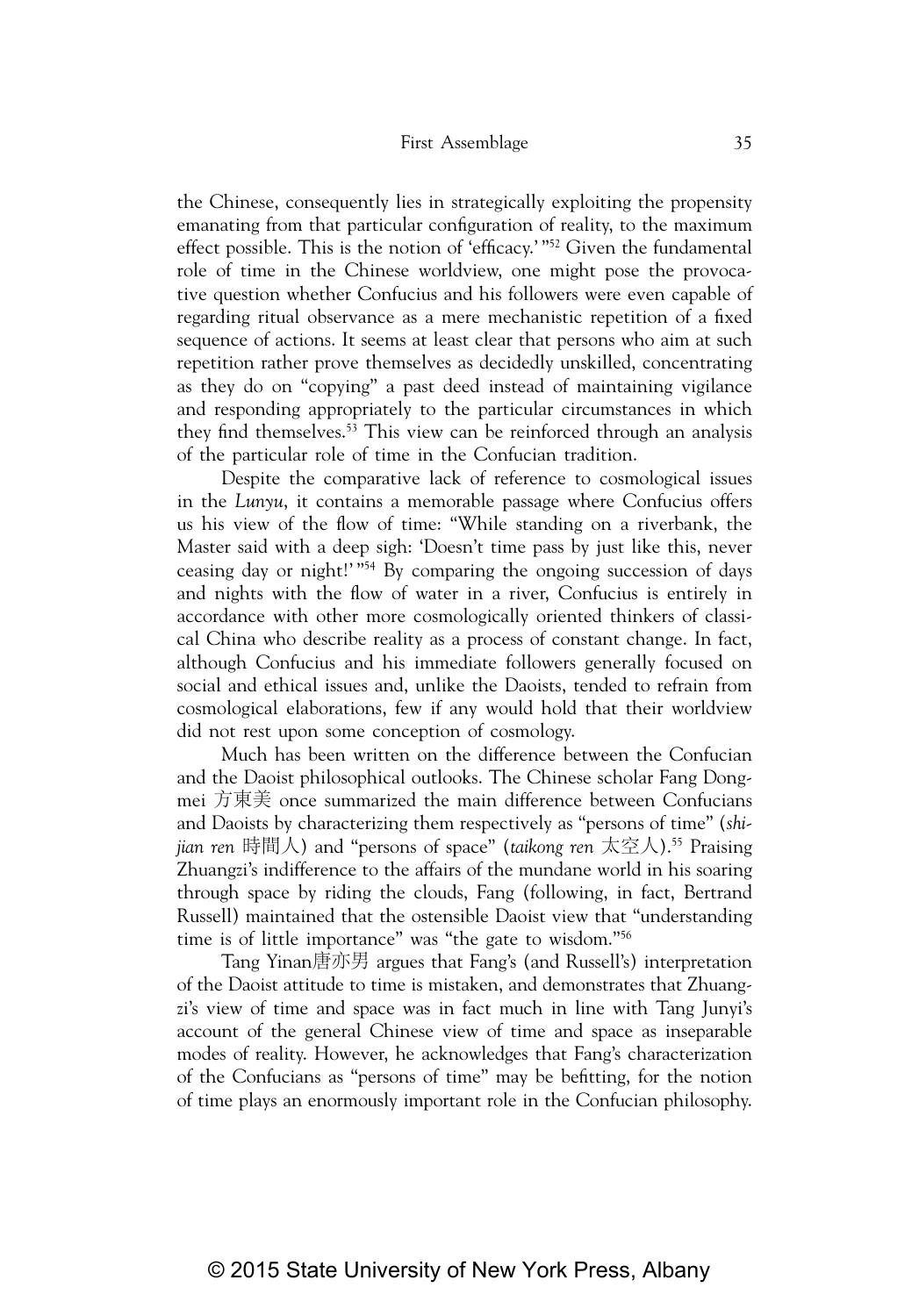the Chinese, consequently lies in strategically exploiting the propensity emanating from that particular configuration of reality, to the maximum effect possible. This is the notion of 'efficacy.'"[52] Given the fundamental role of time in the Chinese worldview, one might pose the provocative question whether Confucius and his followers were even capable of regarding ritual observance as a mere mechanistic repetition of a fixed sequence of actions. It seems at least clear that persons who aim at such repetition rather prove themselves as decidedly unskilled, concentrating as they do on "copying" a past deed instead of maintaining vigilance and responding appropriately to the particular circumstances in which they find themselves.[53] This view can be reinforced through an analysis of the particular role of time in the Confucian tradition.

Despite the comparative lack of reference to cosmological issues in the *Lunyu*, it contains a memorable passage where Confucius offers us his view of the flow of time: "While standing on a riverbank, the Master said with a deep sigh: 'Doesn't time pass by just like this, never ceasing day or night!'"[54] By comparing the ongoing succession of days and nights with the flow of water in a river, Confucius is entirely in accordance with other more cosmologically oriented thinkers of classical China who describe reality as a process of constant change. In fact, although Confucius and his immediate followers generally focused on social and ethical issues and, unlike the Daoists, tended to refrain from cosmological elaborations, few if any would hold that their worldview did not rest upon some conception of cosmology.

Much has been written on the difference between the Confucian and the Daoist philosophical outlooks. The Chinese scholar Fang Dongmei 方東美 once summarized the main difference between Confucians and Daoists by characterizing them respectively as "persons of time" (*shijian ren* 時間人) and "persons of space" (*taikong ren* 太空人).[55] Praising Zhuangzi's indifference to the affairs of the mundane world in his soaring through space by riding the clouds, Fang (following, in fact, Bertrand Russell) maintained that the ostensible Daoist view that "understanding time is of little importance" was "the gate to wisdom."[56]

Tang Yinan唐亦男 argues that Fang's (and Russell's) interpretation of the Daoist attitude to time is mistaken, and demonstrates that Zhuangzi's view of time and space was in fact much in line with Tang Junyi's account of the general Chinese view of time and space as inseparable modes of reality. However, he acknowledges that Fang's characterization of the Confucians as "persons of time" may be befitting, for the notion of time plays an enormously important role in the Confucian philosophy.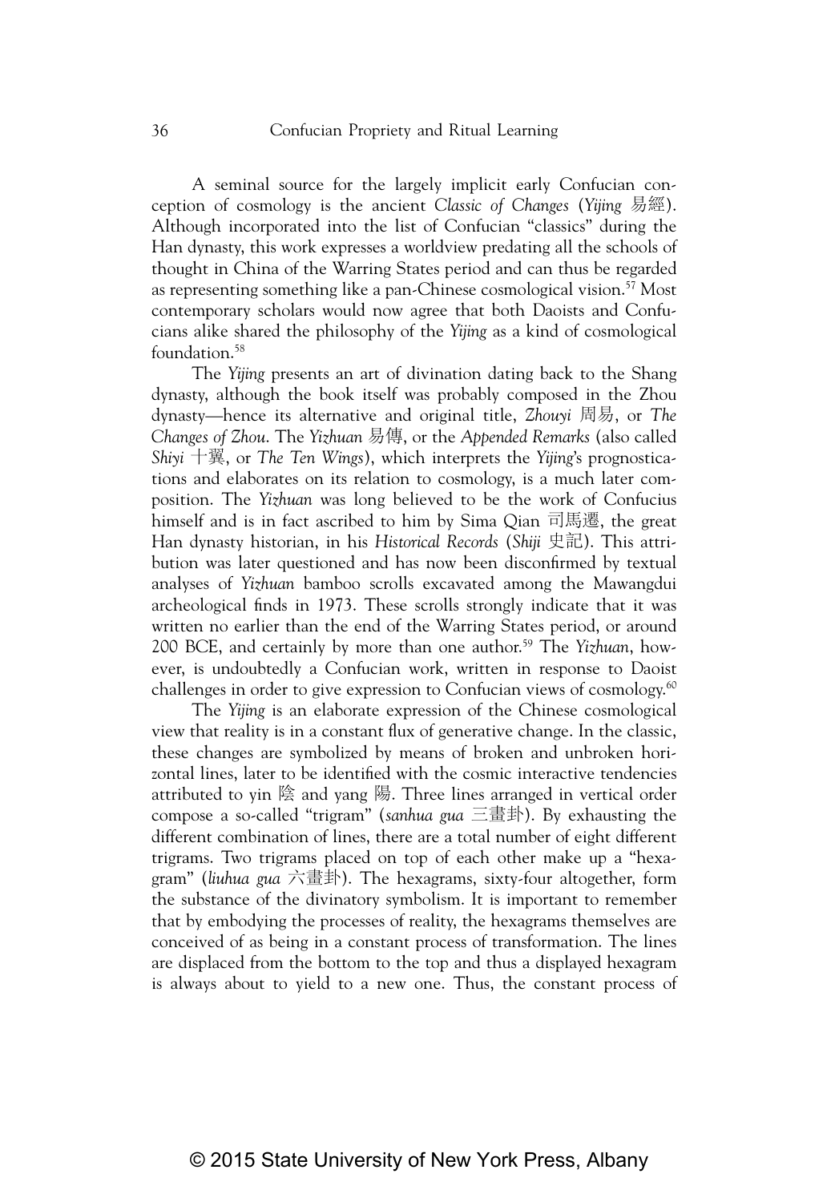A seminal source for the largely implicit early Confucian conception of cosmology is the ancient *Classic of Changes* (*Yijing* 易經). Although incorporated into the list of Confucian "classics" during the Han dynasty, this work expresses a worldview predating all the schools of thought in China of the Warring States period and can thus be regarded as representing something like a pan-Chinese cosmological vision.[57] Most contemporary scholars would now agree that both Daoists and Confucians alike shared the philosophy of the *Yijing* as a kind of cosmological foundation.[58]

The *Yijing* presents an art of divination dating back to the Shang dynasty, although the book itself was probably composed in the Zhou dynasty—hence its alternative and original title, *Zhouyi* 周易, or *The Changes of Zhou*. The *Yizhuan* 易傳, or the *Appended Remarks* (also called *Shiyi* 十翼, or *The Ten Wings*), which interprets the *Yijing*'s prognostications and elaborates on its relation to cosmology, is a much later composition. The *Yizhuan* was long believed to be the work of Confucius himself and is in fact ascribed to him by Sima Qian 司馬遷, the great Han dynasty historian, in his *Historical Records* (*Shiji* 史記). This attribution was later questioned and has now been disconfirmed by textual analyses of *Yizhuan* bamboo scrolls excavated among the Mawangdui archeological finds in 1973. These scrolls strongly indicate that it was written no earlier than the end of the Warring States period, or around 200 BCE, and certainly by more than one author.[59] The *Yizhuan*, however, is undoubtedly a Confucian work, written in response to Daoist challenges in order to give expression to Confucian views of cosmology.[60]

The *Yijing* is an elaborate expression of the Chinese cosmological view that reality is in a constant flux of generative change. In the classic, these changes are symbolized by means of broken and unbroken horizontal lines, later to be identified with the cosmic interactive tendencies attributed to yin 陰 and yang 陽. Three lines arranged in vertical order compose a so-called "trigram" (*sanhua gua* 三畫卦). By exhausting the different combination of lines, there are a total number of eight different trigrams. Two trigrams placed on top of each other make up a "hexagram" (*liuhua gua* 六畫卦). The hexagrams, sixty-four altogether, form the substance of the divinatory symbolism. It is important to remember that by embodying the processes of reality, the hexagrams themselves are conceived of as being in a constant process of transformation. The lines are displaced from the bottom to the top and thus a displayed hexagram is always about to yield to a new one. Thus, the constant process of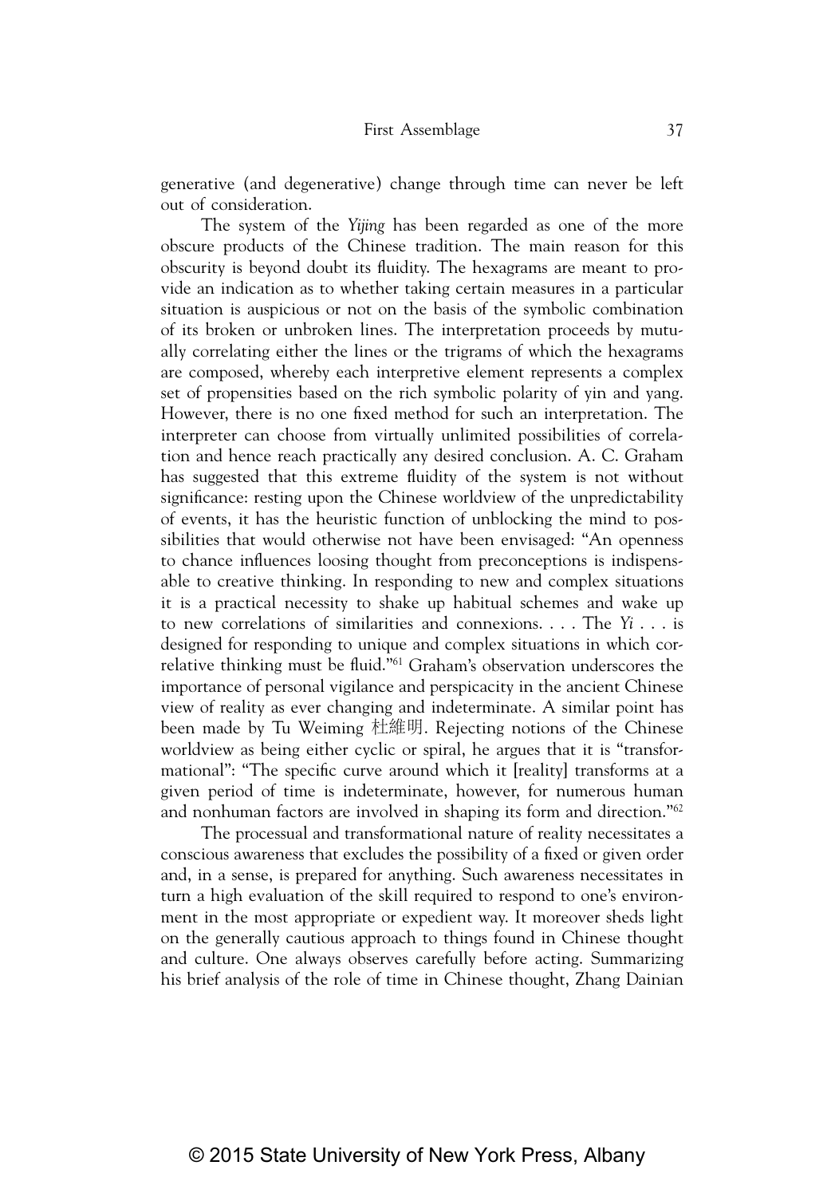generative (and degenerative) change through time can never be left out of consideration.

The system of the *Yijing* has been regarded as one of the more obscure products of the Chinese tradition. The main reason for this obscurity is beyond doubt its fluidity. The hexagrams are meant to provide an indication as to whether taking certain measures in a particular situation is auspicious or not on the basis of the symbolic combination of its broken or unbroken lines. The interpretation proceeds by mutually correlating either the lines or the trigrams of which the hexagrams are composed, whereby each interpretive element represents a complex set of propensities based on the rich symbolic polarity of yin and yang. However, there is no one fixed method for such an interpretation. The interpreter can choose from virtually unlimited possibilities of correlation and hence reach practically any desired conclusion. A. C. Graham has suggested that this extreme fluidity of the system is not without significance: resting upon the Chinese worldview of the unpredictability of events, it has the heuristic function of unblocking the mind to possibilities that would otherwise not have been envisaged: "An openness to chance influences loosing thought from preconceptions is indispensable to creative thinking. In responding to new and complex situations it is a practical necessity to shake up habitual schemes and wake up to new correlations of similarities and connexions. . . . The *Yi* . . . is designed for responding to unique and complex situations in which correlative thinking must be fluid."[61] Graham's observation underscores the importance of personal vigilance and perspicacity in the ancient Chinese view of reality as ever changing and indeterminate. A similar point has been made by Tu Weiming 杜維明. Rejecting notions of the Chinese worldview as being either cyclic or spiral, he argues that it is "transformational": "The specific curve around which it [reality] transforms at a given period of time is indeterminate, however, for numerous human and nonhuman factors are involved in shaping its form and direction."[62]

The processual and transformational nature of reality necessitates a conscious awareness that excludes the possibility of a fixed or given order and, in a sense, is prepared for anything. Such awareness necessitates in turn a high evaluation of the skill required to respond to one's environment in the most appropriate or expedient way. It moreover sheds light on the generally cautious approach to things found in Chinese thought and culture. One always observes carefully before acting. Summarizing his brief analysis of the role of time in Chinese thought, Zhang Dainian

© 2015 State University of New York Press, Albany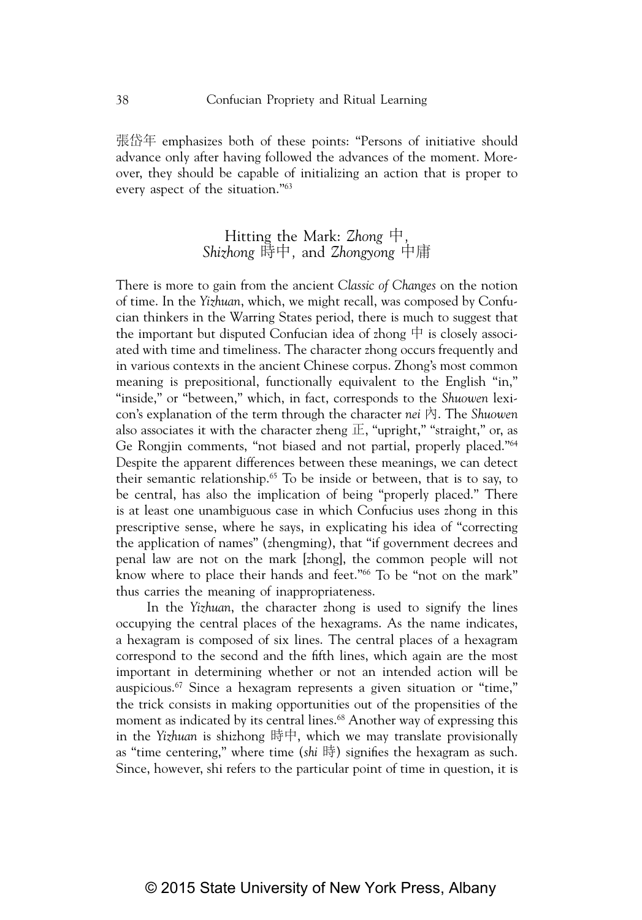張岱年 emphasizes both of these points: "Persons of initiative should advance only after having followed the advances of the moment. Moreover, they should be capable of initializing an action that is proper to every aspect of the situation."[63]

## Hitting the Mark: *Zhong* 中, *Shizhong* 時中, and *Zhongyong* 中庸

There is more to gain from the ancient *Classic of Changes* on the notion of time. In the *Yizhuan*, which, we might recall, was composed by Confucian thinkers in the Warring States period, there is much to suggest that the important but disputed Confucian idea of zhong 中 is closely associated with time and timeliness. The character zhong occurs frequently and in various contexts in the ancient Chinese corpus. Zhong's most common meaning is prepositional, functionally equivalent to the English "in," "inside," or "between," which, in fact, corresponds to the *Shuowen* lexicon's explanation of the term through the character *nei* 內. The *Shuowen* also associates it with the character zheng 正, "upright," "straight," or, as Ge Rongjin comments, "not biased and not partial, properly placed."[64] Despite the apparent differences between these meanings, we can detect their semantic relationship.[65] To be inside or between, that is to say, to be central, has also the implication of being "properly placed." There is at least one unambiguous case in which Confucius uses zhong in this prescriptive sense, where he says, in explicating his idea of "correcting the application of names" (zhengming), that "if government decrees and penal law are not on the mark [zhong], the common people will not know where to place their hands and feet."[66] To be "not on the mark" thus carries the meaning of inappropriateness.

In the *Yizhuan*, the character zhong is used to signify the lines occupying the central places of the hexagrams. As the name indicates, a hexagram is composed of six lines. The central places of a hexagram correspond to the second and the fifth lines, which again are the most important in determining whether or not an intended action will be auspicious.[67] Since a hexagram represents a given situation or "time," the trick consists in making opportunities out of the propensities of the moment as indicated by its central lines.[68] Another way of expressing this in the *Yizhuan* is shizhong 時中, which we may translate provisionally as "time centering," where time (*shi* 時) signifies the hexagram as such. Since, however, shi refers to the particular point of time in question, it is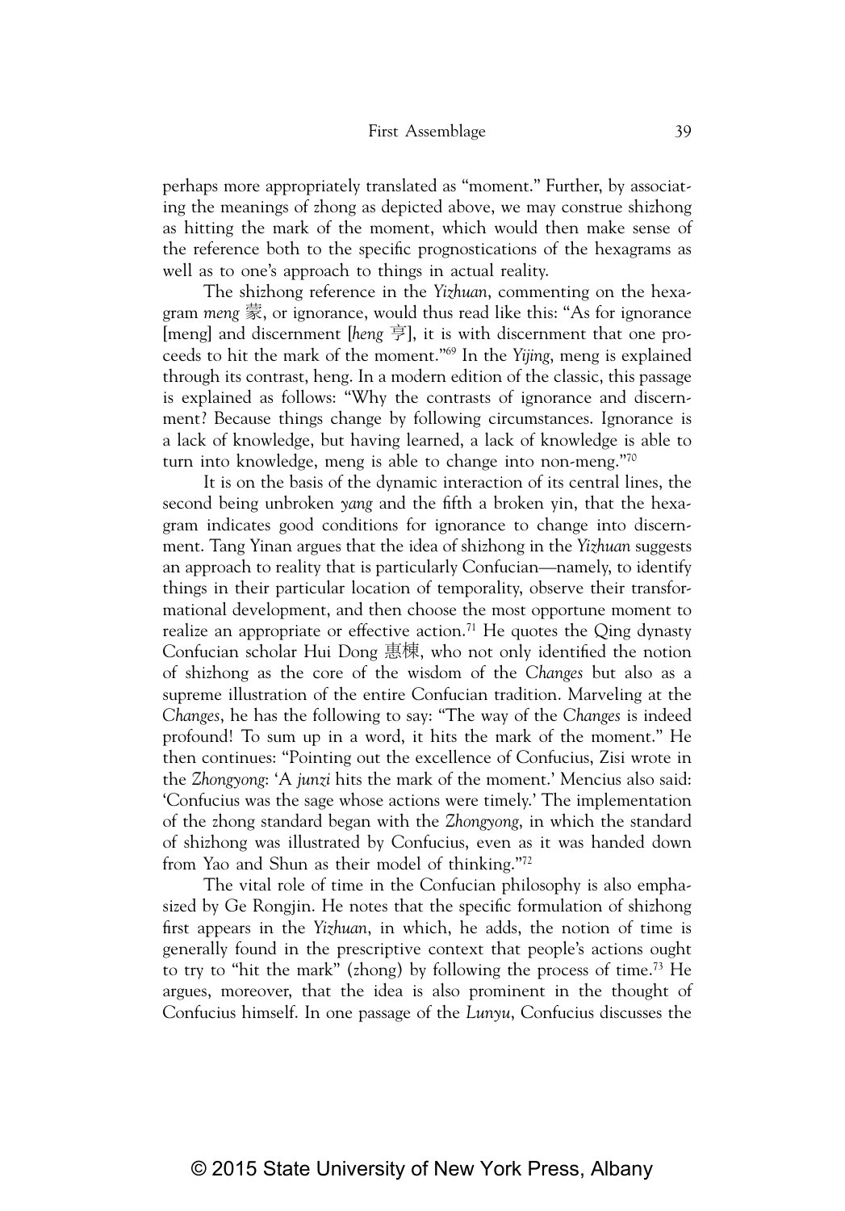perhaps more appropriately translated as "moment." Further, by associating the meanings of zhong as depicted above, we may construe shizhong as hitting the mark of the moment, which would then make sense of the reference both to the specific prognostications of the hexagrams as well as to one's approach to things in actual reality.

The shizhong reference in the *Yizhuan*, commenting on the hexagram *meng* 蒙, or ignorance, would thus read like this: "As for ignorance [meng] and discernment [*heng* 亨], it is with discernment that one proceeds to hit the mark of the moment."[69] In the *Yijing*, meng is explained through its contrast, heng. In a modern edition of the classic, this passage is explained as follows: "Why the contrasts of ignorance and discernment? Because things change by following circumstances. Ignorance is a lack of knowledge, but having learned, a lack of knowledge is able to turn into knowledge, meng is able to change into non-meng."[70]

It is on the basis of the dynamic interaction of its central lines, the second being unbroken *yang* and the fifth a broken yin, that the hexagram indicates good conditions for ignorance to change into discernment. Tang Yinan argues that the idea of shizhong in the *Yizhuan* suggests an approach to reality that is particularly Confucian—namely, to identify things in their particular location of temporality, observe their transformational development, and then choose the most opportune moment to realize an appropriate or effective action.[71] He quotes the Qing dynasty Confucian scholar Hui Dong 惠棟, who not only identified the notion of shizhong as the core of the wisdom of the *Changes* but also as a supreme illustration of the entire Confucian tradition. Marveling at the *Changes*, he has the following to say: "The way of the *Changes* is indeed profound! To sum up in a word, it hits the mark of the moment." He then continues: "Pointing out the excellence of Confucius, Zisi wrote in the *Zhongyong*: 'A *junzi* hits the mark of the moment.' Mencius also said: 'Confucius was the sage whose actions were timely.' The implementation of the zhong standard began with the *Zhongyong*, in which the standard of shizhong was illustrated by Confucius, even as it was handed down from Yao and Shun as their model of thinking."[72]

The vital role of time in the Confucian philosophy is also emphasized by Ge Rongjin. He notes that the specific formulation of shizhong first appears in the *Yizhuan*, in which, he adds, the notion of time is generally found in the prescriptive context that people's actions ought to try to "hit the mark" (zhong) by following the process of time.[73] He argues, moreover, that the idea is also prominent in the thought of Confucius himself. In one passage of the *Lunyu*, Confucius discusses the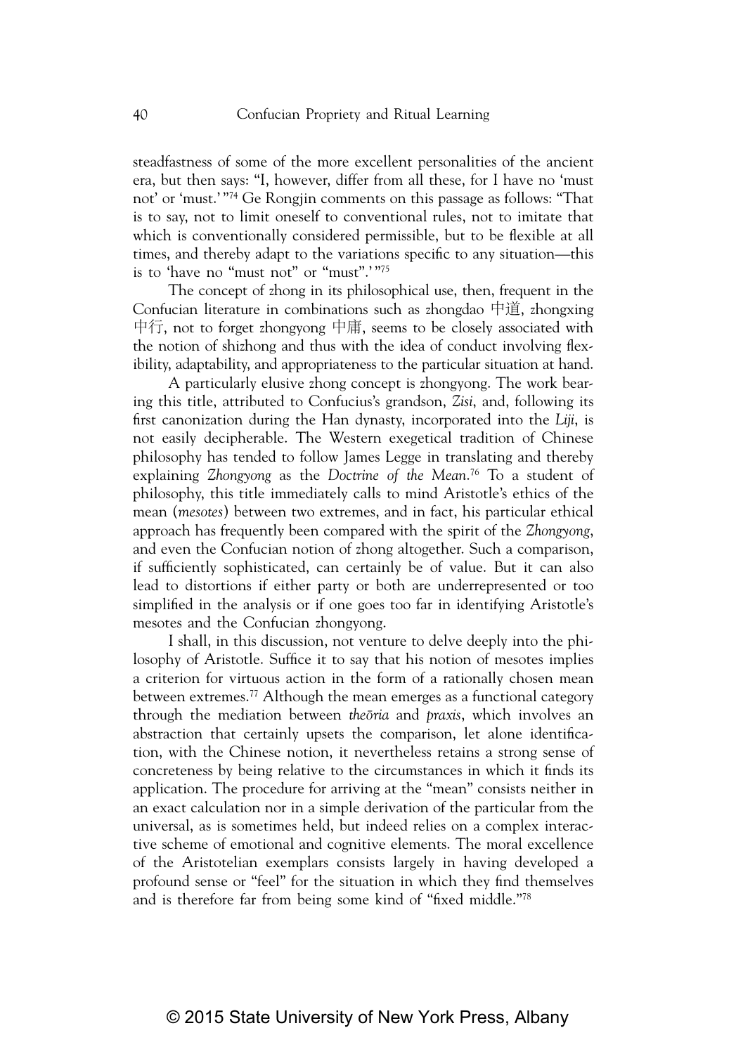steadfastness of some of the more excellent personalities of the ancient era, but then says: "I, however, differ from all these, for I have no 'must not' or 'must.'"[74] Ge Rongjin comments on this passage as follows: "That is to say, not to limit oneself to conventional rules, not to imitate that which is conventionally considered permissible, but to be flexible at all times, and thereby adapt to the variations specific to any situation—this is to 'have no "must not" or "must".'"[75]

The concept of zhong in its philosophical use, then, frequent in the Confucian literature in combinations such as zhongdao 中道, zhongxing 中行, not to forget zhongyong 中庸, seems to be closely associated with the notion of shizhong and thus with the idea of conduct involving flexibility, adaptability, and appropriateness to the particular situation at hand.

A particularly elusive zhong concept is zhongyong. The work bearing this title, attributed to Confucius's grandson, *Zisi*, and, following its first canonization during the Han dynasty, incorporated into the *Liji*, is not easily decipherable. The Western exegetical tradition of Chinese philosophy has tended to follow James Legge in translating and thereby explaining *Zhongyong* as the *Doctrine of the Mean*.[76] To a student of philosophy, this title immediately calls to mind Aristotle's ethics of the mean (*mesotes*) between two extremes, and in fact, his particular ethical approach has frequently been compared with the spirit of the *Zhongyong*, and even the Confucian notion of zhong altogether. Such a comparison, if sufficiently sophisticated, can certainly be of value. But it can also lead to distortions if either party or both are underrepresented or too simplified in the analysis or if one goes too far in identifying Aristotle's mesotes and the Confucian zhongyong.

I shall, in this discussion, not venture to delve deeply into the philosophy of Aristotle. Suffice it to say that his notion of mesotes implies a criterion for virtuous action in the form of a rationally chosen mean between extremes.[77] Although the mean emerges as a functional category through the mediation between *theōria* and *praxis*, which involves an abstraction that certainly upsets the comparison, let alone identification, with the Chinese notion, it nevertheless retains a strong sense of concreteness by being relative to the circumstances in which it finds its application. The procedure for arriving at the "mean" consists neither in an exact calculation nor in a simple derivation of the particular from the universal, as is sometimes held, but indeed relies on a complex interactive scheme of emotional and cognitive elements. The moral excellence of the Aristotelian exemplars consists largely in having developed a profound sense or "feel" for the situation in which they find themselves and is therefore far from being some kind of "fixed middle."[78]

© 2015 State University of New York Press, Albany